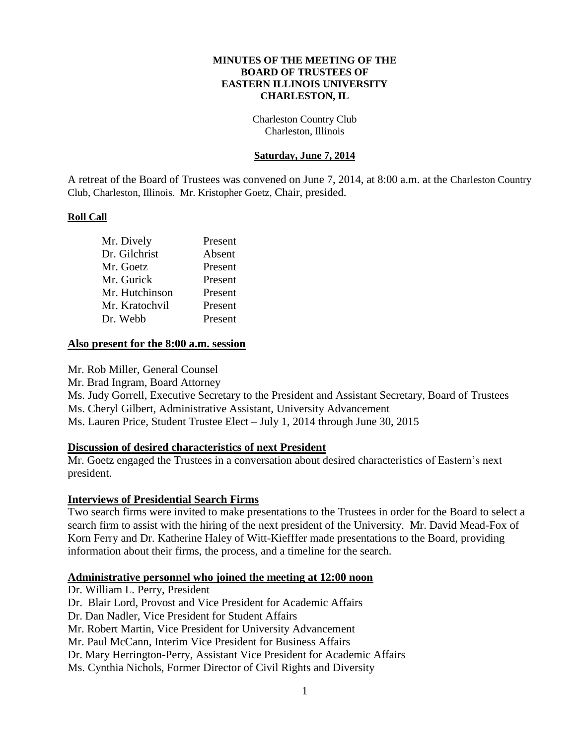**MINUTES OF THE MEETING OF THE**
**BOARD OF TRUSTEES OF**
**EASTERN ILLINOIS UNIVERSITY**
**CHARLESTON, IL**

Charleston Country Club
Charleston, Illinois

**Saturday, June 7, 2014**

A retreat of the Board of Trustees was convened on June 7, 2014, at 8:00 a.m. at the Charleston Country Club, Charleston, Illinois. Mr. Kristopher Goetz, Chair, presided.

**Roll Call**

| | |
|---|---|
| Mr. Dively | Present |
| Dr. Gilchrist | Absent |
| Mr. Goetz | Present |
| Mr. Gurick | Present |
| Mr. Hutchinson | Present |
| Mr. Kratochvil | Present |
| Dr. Webb | Present |

**Also present for the 8:00 a.m. session**

Mr. Rob Miller, General Counsel
Mr. Brad Ingram, Board Attorney
Ms. Judy Gorrell, Executive Secretary to the President and Assistant Secretary, Board of Trustees
Ms. Cheryl Gilbert, Administrative Assistant, University Advancement
Ms. Lauren Price, Student Trustee Elect – July 1, 2014 through June 30, 2015

**Discussion of desired characteristics of next President**

Mr. Goetz engaged the Trustees in a conversation about desired characteristics of Eastern's next president.

**Interviews of Presidential Search Firms**

Two search firms were invited to make presentations to the Trustees in order for the Board to select a search firm to assist with the hiring of the next president of the University. Mr. David Mead-Fox of Korn Ferry and Dr. Katherine Haley of Witt-Kiefffer made presentations to the Board, providing information about their firms, the process, and a timeline for the search.

**Administrative personnel who joined the meeting at 12:00 noon**

Dr. William L. Perry, President
Dr. Blair Lord, Provost and Vice President for Academic Affairs
Dr. Dan Nadler, Vice President for Student Affairs
Mr. Robert Martin, Vice President for University Advancement
Mr. Paul McCann, Interim Vice President for Business Affairs
Dr. Mary Herrington-Perry, Assistant Vice President for Academic Affairs
Ms. Cynthia Nichols, Former Director of Civil Rights and Diversity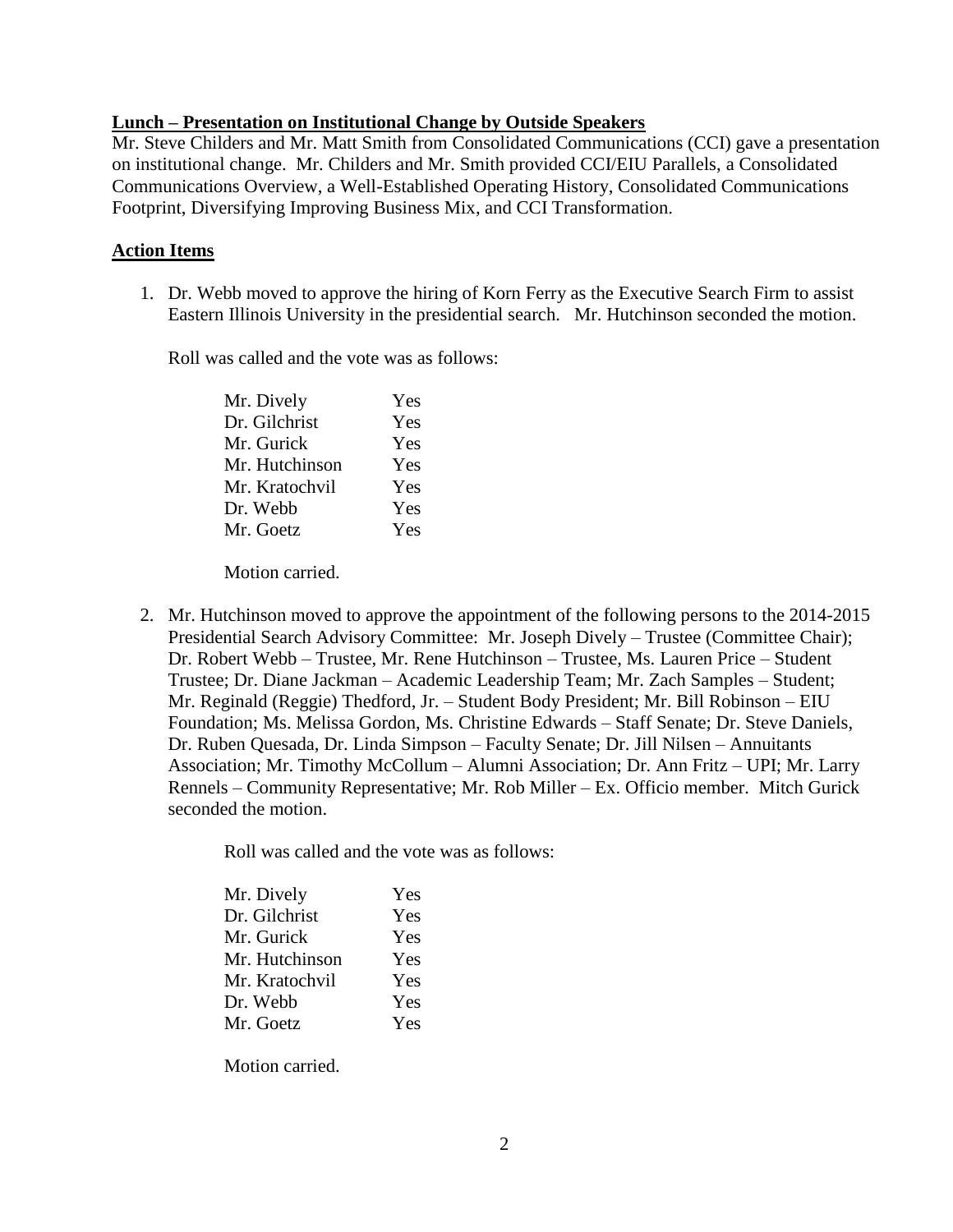**Lunch – Presentation on Institutional Change by Outside Speakers**

Mr. Steve Childers and Mr. Matt Smith from Consolidated Communications (CCI) gave a presentation on institutional change. Mr. Childers and Mr. Smith provided CCI/EIU Parallels, a Consolidated Communications Overview, a Well-Established Operating History, Consolidated Communications Footprint, Diversifying Improving Business Mix, and CCI Transformation.

**Action Items**

1. Dr. Webb moved to approve the hiring of Korn Ferry as the Executive Search Firm to assist Eastern Illinois University in the presidential search. Mr. Hutchinson seconded the motion.

   Roll was called and the vote was as follows:

   | | |
   |---|---|
   | Mr. Dively | Yes |
   | Dr. Gilchrist | Yes |
   | Mr. Gurick | Yes |
   | Mr. Hutchinson | Yes |
   | Mr. Kratochvil | Yes |
   | Dr. Webb | Yes |
   | Mr. Goetz | Yes |

   Motion carried.

2. Mr. Hutchinson moved to approve the appointment of the following persons to the 2014-2015 Presidential Search Advisory Committee: Mr. Joseph Dively – Trustee (Committee Chair); Dr. Robert Webb – Trustee, Mr. Rene Hutchinson – Trustee, Ms. Lauren Price – Student Trustee; Dr. Diane Jackman – Academic Leadership Team; Mr. Zach Samples – Student; Mr. Reginald (Reggie) Thedford, Jr. – Student Body President; Mr. Bill Robinson – EIU Foundation; Ms. Melissa Gordon, Ms. Christine Edwards – Staff Senate; Dr. Steve Daniels, Dr. Ruben Quesada, Dr. Linda Simpson – Faculty Senate; Dr. Jill Nilsen – Annuitants Association; Mr. Timothy McCollum – Alumni Association; Dr. Ann Fritz – UPI; Mr. Larry Rennels – Community Representative; Mr. Rob Miller – Ex. Officio member. Mitch Gurick seconded the motion.

   Roll was called and the vote was as follows:

   | | |
   |---|---|
   | Mr. Dively | Yes |
   | Dr. Gilchrist | Yes |
   | Mr. Gurick | Yes |
   | Mr. Hutchinson | Yes |
   | Mr. Kratochvil | Yes |
   | Dr. Webb | Yes |
   | Mr. Goetz | Yes |

   Motion carried.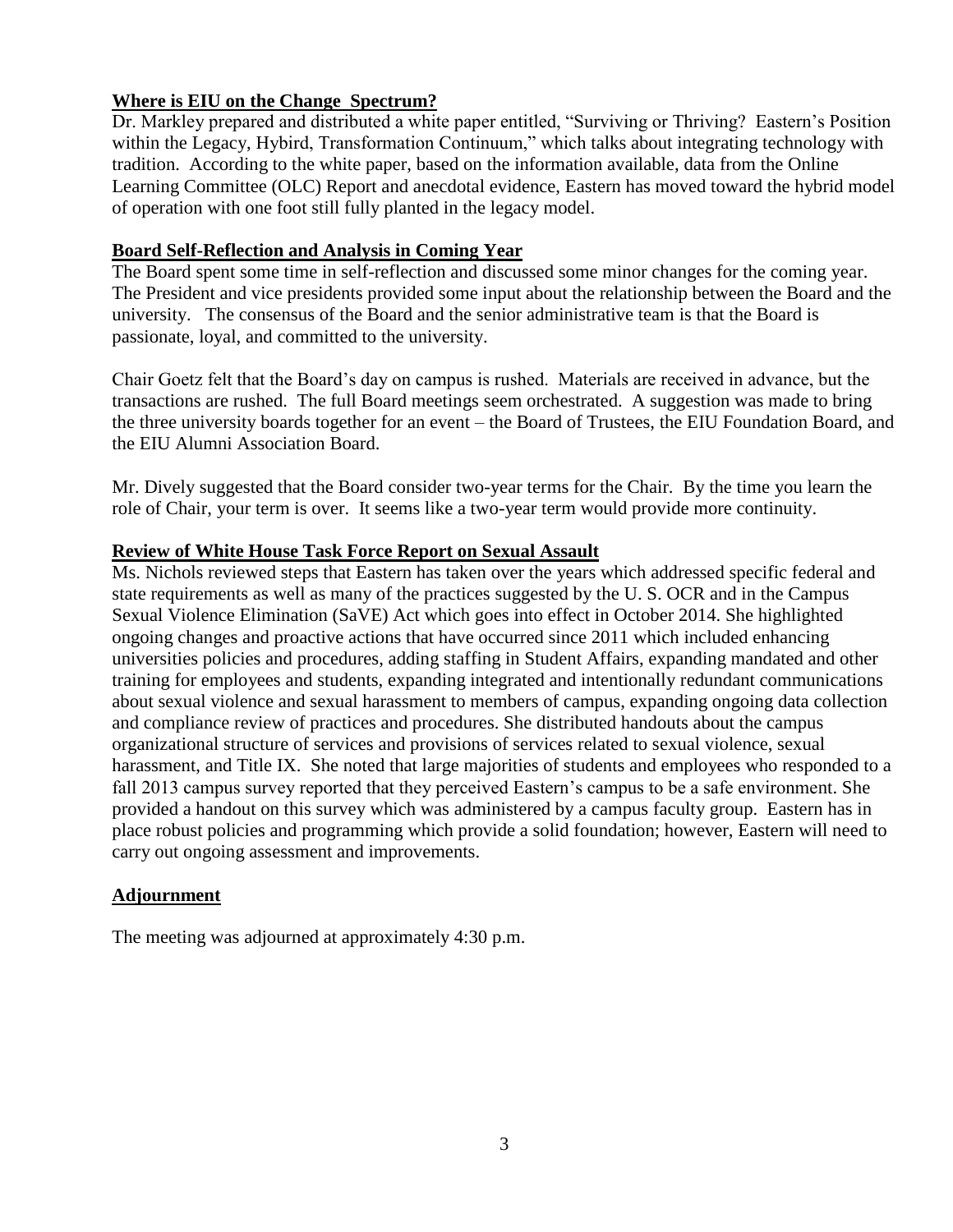**Where is EIU on the Change Spectrum?**

Dr. Markley prepared and distributed a white paper entitled, "Surviving or Thriving? Eastern's Position within the Legacy, Hybird, Transformation Continuum," which talks about integrating technology with tradition. According to the white paper, based on the information available, data from the Online Learning Committee (OLC) Report and anecdotal evidence, Eastern has moved toward the hybrid model of operation with one foot still fully planted in the legacy model.

**Board Self-Reflection and Analysis in Coming Year**

The Board spent some time in self-reflection and discussed some minor changes for the coming year. The President and vice presidents provided some input about the relationship between the Board and the university. The consensus of the Board and the senior administrative team is that the Board is passionate, loyal, and committed to the university.

Chair Goetz felt that the Board's day on campus is rushed. Materials are received in advance, but the transactions are rushed. The full Board meetings seem orchestrated. A suggestion was made to bring the three university boards together for an event – the Board of Trustees, the EIU Foundation Board, and the EIU Alumni Association Board.

Mr. Dively suggested that the Board consider two-year terms for the Chair. By the time you learn the role of Chair, your term is over. It seems like a two-year term would provide more continuity.

**Review of White House Task Force Report on Sexual Assault**

Ms. Nichols reviewed steps that Eastern has taken over the years which addressed specific federal and state requirements as well as many of the practices suggested by the U. S. OCR and in the Campus Sexual Violence Elimination (SaVE) Act which goes into effect in October 2014. She highlighted ongoing changes and proactive actions that have occurred since 2011 which included enhancing universities policies and procedures, adding staffing in Student Affairs, expanding mandated and other training for employees and students, expanding integrated and intentionally redundant communications about sexual violence and sexual harassment to members of campus, expanding ongoing data collection and compliance review of practices and procedures. She distributed handouts about the campus organizational structure of services and provisions of services related to sexual violence, sexual harassment, and Title IX. She noted that large majorities of students and employees who responded to a fall 2013 campus survey reported that they perceived Eastern's campus to be a safe environment. She provided a handout on this survey which was administered by a campus faculty group. Eastern has in place robust policies and programming which provide a solid foundation; however, Eastern will need to carry out ongoing assessment and improvements.

**Adjournment**

The meeting was adjourned at approximately 4:30 p.m.